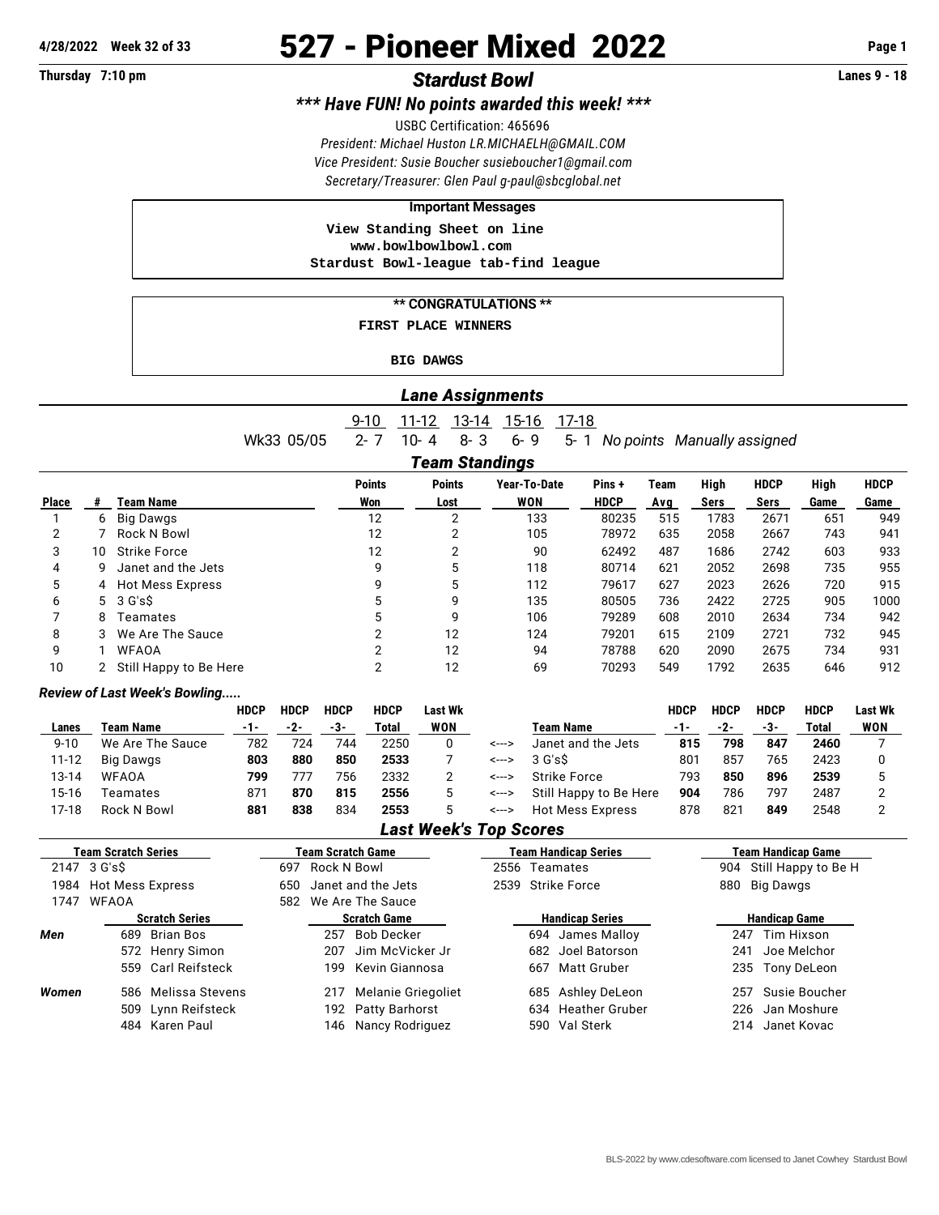4/28/2022 Week 32 of 33

# 527 - Pioneer Mixed 2022

Thursday 7:10 pm

## *Stardust Bowl*

Lanes 9 - 18

***\*\*\* Have FUN! No points awarded this week! \*\*\****

USBC Certification: 465696

*President: Michael Huston LR.MICHAELH@GMAIL.COM*

*Vice President: Susie Boucher susieboucher1@gmail.com*

*Secretary/Treasurer: Glen Paul g-paul@sbcglobal.net*

**Important Messages**

View Standing Sheet on line
www.bowlbowlbowl.com
Stardust Bowl-league tab-find league

**\*\* CONGRATULATIONS \*\***

FIRST PLACE WINNERS

BIG DAWGS

### *Lane Assignments*

| | 9-10 | 11-12 | 13-14 | 15-16 | 17-18 | |
|---|---|---|---|---|---|---|
| Wk33 05/05 | 2- 7 | 10- 4 | 8- 3 | 6- 9 | 5- 1 | *No points Manually assigned* |

### *Team Standings*

| Place | # | Team Name | Points Won | Points Lost | Year-To-Date WON | Pins + HDCP | Team Avg | High Sers | HDCP Sers | High Game | HDCP Game |
|---|---|---|---|---|---|---|---|---|---|---|---|
| 1 | 6 | Big Dawgs | 12 | 2 | 133 | 80235 | 515 | 1783 | 2671 | 651 | 949 |
| 2 | 7 | Rock N Bowl | 12 | 2 | 105 | 78972 | 635 | 2058 | 2667 | 743 | 941 |
| 3 | 10 | Strike Force | 12 | 2 | 90 | 62492 | 487 | 1686 | 2742 | 603 | 933 |
| 4 | 9 | Janet and the Jets | 9 | 5 | 118 | 80714 | 621 | 2052 | 2698 | 735 | 955 |
| 5 | 4 | Hot Mess Express | 9 | 5 | 112 | 79617 | 627 | 2023 | 2626 | 720 | 915 |
| 6 | 5 | 3 G's$ | 5 | 9 | 135 | 80505 | 736 | 2422 | 2725 | 905 | 1000 |
| 7 | 8 | Teamates | 5 | 9 | 106 | 79289 | 608 | 2010 | 2634 | 734 | 942 |
| 8 | 3 | We Are The Sauce | 2 | 12 | 124 | 79201 | 615 | 2109 | 2721 | 732 | 945 |
| 9 | 1 | WFAOA | 2 | 12 | 94 | 78788 | 620 | 2090 | 2675 | 734 | 931 |
| 10 | 2 | Still Happy to Be Here | 2 | 12 | 69 | 70293 | 549 | 1792 | 2635 | 646 | 912 |

***Review of Last Week's Bowling.....***

| Lanes | Team Name | HDCP -1- | HDCP -2- | HDCP -3- | HDCP Total | Last Wk WON | | Team Name | HDCP -1- | HDCP -2- | HDCP -3- | HDCP Total | Last Wk WON |
|---|---|---|---|---|---|---|---|---|---|---|---|---|---|
| 9-10 | We Are The Sauce | 782 | 724 | 744 | 2250 | 0 | <---> | Janet and the Jets | **815** | **798** | **847** | **2460** | 7 |
| 11-12 | Big Dawgs | **803** | **880** | **850** | **2533** | 7 | <---> | 3 G's$ | 801 | 857 | 765 | 2423 | 0 |
| 13-14 | WFAOA | **799** | 777 | 756 | 2332 | 2 | <---> | Strike Force | 793 | **850** | **896** | **2539** | 5 |
| 15-16 | Teamates | 871 | **870** | **815** | **2556** | 5 | <---> | Still Happy to Be Here | **904** | 786 | 797 | 2487 | 2 |
| 17-18 | Rock N Bowl | **881** | **838** | 834 | **2553** | 5 | <---> | Hot Mess Express | 878 | 821 | **849** | 2548 | 2 |

### *Last Week's Top Scores*

| Team Scratch Series | Team Scratch Game | Team Handicap Series | Team Handicap Game |
|---|---|---|---|
| 2147 3 G's$ | 697 Rock N Bowl | 2556 Teamates | 904 Still Happy to Be H |
| 1984 Hot Mess Express | 650 Janet and the Jets | 2539 Strike Force | 880 Big Dawgs |
| 1747 WFAOA | 582 We Are The Sauce | | |

| | Scratch Series | Scratch Game | Handicap Series | Handicap Game |
|---|---|---|---|---|
| *Men* | 689 Brian Bos | 257 Bob Decker | 694 James Malloy | 247 Tim Hixson |
| | 572 Henry Simon | 207 Jim McVicker Jr | 682 Joel Batorson | 241 Joe Melchor |
| | 559 Carl Reifsteck | 199 Kevin Giannosa | 667 Matt Gruber | 235 Tony DeLeon |
| *Women* | 586 Melissa Stevens | 217 Melanie Griegoliet | 685 Ashley DeLeon | 257 Susie Boucher |
| | 509 Lynn Reifsteck | 192 Patty Barhorst | 634 Heather Gruber | 226 Jan Moshure |
| | 484 Karen Paul | 146 Nancy Rodriguez | 590 Val Sterk | 214 Janet Kovac |

BLS-2022 by www.cdesoftware.com licensed to Janet Cowhey Stardust Bowl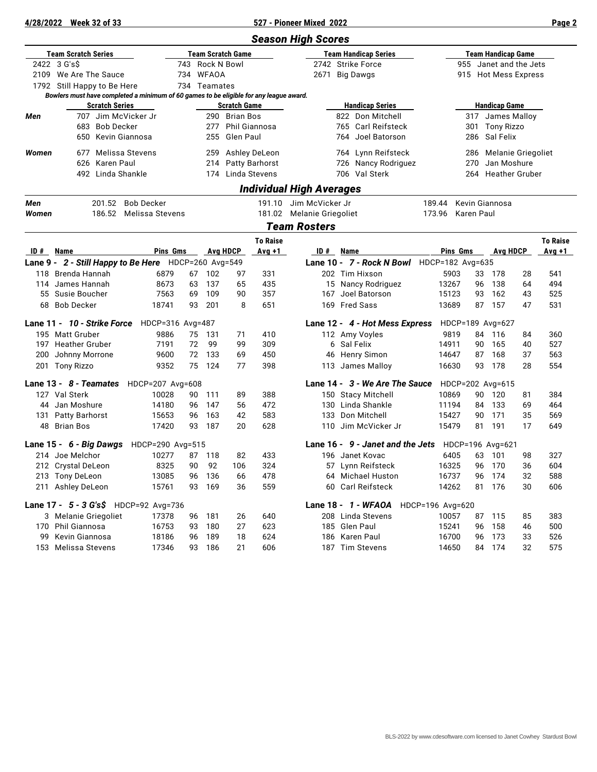## Season High Scores

| Team Scratch Series | | Team Scratch Game | | Team Handicap Series | | Team Handicap Game | |
|---|---|---|---|---|---|---|---|
| 2422 | 3 G's$ | 743 | Rock N Bowl | 2742 | Strike Force | 955 | Janet and the Jets |
| 2109 | We Are The Sauce | 734 | WFAOA | 2671 | Big Dawgs | 915 | Hot Mess Express |
| 1792 | Still Happy to Be Here | 734 | Teamates | | | | |

*Bowlers must have completed a minimum of 60 games to be eligible for any league award.*

| | Scratch Series | | Scratch Game | | Handicap Series | | Handicap Game | |
|---|---|---|---|---|---|---|---|---|
| **Men** | 707 | Jim McVicker Jr | 290 | Brian Bos | 822 | Don Mitchell | 317 | James Malloy |
| | 683 | Bob Decker | 277 | Phil Giannosa | 765 | Carl Reifsteck | 301 | Tony Rizzo |
| | 650 | Kevin Giannosa | 255 | Glen Paul | 764 | Joel Batorson | 286 | Sal Felix |
| **Women** | 677 | Melissa Stevens | 259 | Ashley DeLeon | 764 | Lynn Reifsteck | 286 | Melanie Griegoliet |
| | 626 | Karen Paul | 214 | Patty Barhorst | 726 | Nancy Rodriguez | 270 | Jan Moshure |
| | 492 | Linda Shankle | 174 | Linda Stevens | 706 | Val Sterk | 264 | Heather Gruber |

## Individual High Averages

| | | | | | | |
|---|---|---|---|---|---|---|
| **Men** | 201.52 | Bob Decker | 191.10 | Jim McVicker Jr | 189.44 | Kevin Giannosa |
| **Women** | 186.52 | Melissa Stevens | 181.02 | Melanie Griegoliet | 173.96 | Karen Paul |

## Team Rosters

| ID # | Name | Pins | Gms | Avg | HDCP | To Raise Avg +1 |
|---|---|---|---|---|---|---|
| **Lane 9 - *2 - Still Happy to Be Here*** | **HDCP=260 Avg=549** | | | | | |
| 118 | Brenda Hannah | 6879 | 67 | 102 | 97 | 331 |
| 114 | James Hannah | 8673 | 63 | 137 | 65 | 435 |
| 55 | Susie Boucher | 7563 | 69 | 109 | 90 | 357 |
| 68 | Bob Decker | 18741 | 93 | 201 | 8 | 651 |
| **Lane 10 - *7 - Rock N Bowl*** | **HDCP=182 Avg=635** | | | | | |
| 202 | Tim Hixson | 5903 | 33 | 178 | 28 | 541 |
| 15 | Nancy Rodriguez | 13267 | 96 | 138 | 64 | 494 |
| 167 | Joel Batorson | 15123 | 93 | 162 | 43 | 525 |
| 169 | Fred Sass | 13689 | 87 | 157 | 47 | 531 |
| **Lane 11 - *10 - Strike Force*** | **HDCP=316 Avg=487** | | | | | |
| 195 | Matt Gruber | 9886 | 75 | 131 | 71 | 410 |
| 197 | Heather Gruber | 7191 | 72 | 99 | 99 | 309 |
| 200 | Johnny Morrone | 9600 | 72 | 133 | 69 | 450 |
| 201 | Tony Rizzo | 9352 | 75 | 124 | 77 | 398 |
| **Lane 12 - *4 - Hot Mess Express*** | **HDCP=189 Avg=627** | | | | | |
| 112 | Amy Voyles | 9819 | 84 | 116 | 84 | 360 |
| 6 | Sal Felix | 14911 | 90 | 165 | 40 | 527 |
| 46 | Henry Simon | 14647 | 87 | 168 | 37 | 563 |
| 113 | James Malloy | 16630 | 93 | 178 | 28 | 554 |
| **Lane 13 - *8 - Teamates*** | **HDCP=207 Avg=608** | | | | | |
| 127 | Val Sterk | 10028 | 90 | 111 | 89 | 388 |
| 44 | Jan Moshure | 14180 | 96 | 147 | 56 | 472 |
| 131 | Patty Barhorst | 15653 | 96 | 163 | 42 | 583 |
| 48 | Brian Bos | 17420 | 93 | 187 | 20 | 628 |
| **Lane 14 - *3 - We Are The Sauce*** | **HDCP=202 Avg=615** | | | | | |
| 150 | Stacy Mitchell | 10869 | 90 | 120 | 81 | 384 |
| 130 | Linda Shankle | 11194 | 84 | 133 | 69 | 464 |
| 133 | Don Mitchell | 15427 | 90 | 171 | 35 | 569 |
| 110 | Jim McVicker Jr | 15479 | 81 | 191 | 17 | 649 |
| **Lane 15 - *6 - Big Dawgs*** | **HDCP=290 Avg=515** | | | | | |
| 214 | Joe Melchor | 10277 | 87 | 118 | 82 | 433 |
| 212 | Crystal DeLeon | 8325 | 90 | 92 | 106 | 324 |
| 213 | Tony DeLeon | 13085 | 96 | 136 | 66 | 478 |
| 211 | Ashley DeLeon | 15761 | 93 | 169 | 36 | 559 |
| **Lane 16 - *9 - Janet and the Jets*** | **HDCP=196 Avg=621** | | | | | |
| 196 | Janet Kovac | 6405 | 63 | 101 | 98 | 327 |
| 57 | Lynn Reifsteck | 16325 | 96 | 170 | 36 | 604 |
| 64 | Michael Huston | 16737 | 96 | 174 | 32 | 588 |
| 60 | Carl Reifsteck | 14262 | 81 | 176 | 30 | 606 |
| **Lane 17 - *5 - 3 G's$*** | **HDCP=92 Avg=736** | | | | | |
| 3 | Melanie Griegoliet | 17378 | 96 | 181 | 26 | 640 |
| 170 | Phil Giannosa | 16753 | 93 | 180 | 27 | 623 |
| 99 | Kevin Giannosa | 18186 | 96 | 189 | 18 | 624 |
| 153 | Melissa Stevens | 17346 | 93 | 186 | 21 | 606 |
| **Lane 18 - *1 - WFAOA*** | **HDCP=196 Avg=620** | | | | | |
| 208 | Linda Stevens | 10057 | 87 | 115 | 85 | 383 |
| 185 | Glen Paul | 15241 | 96 | 158 | 46 | 500 |
| 186 | Karen Paul | 16700 | 96 | 173 | 33 | 526 |
| 187 | Tim Stevens | 14650 | 84 | 174 | 32 | 575 |